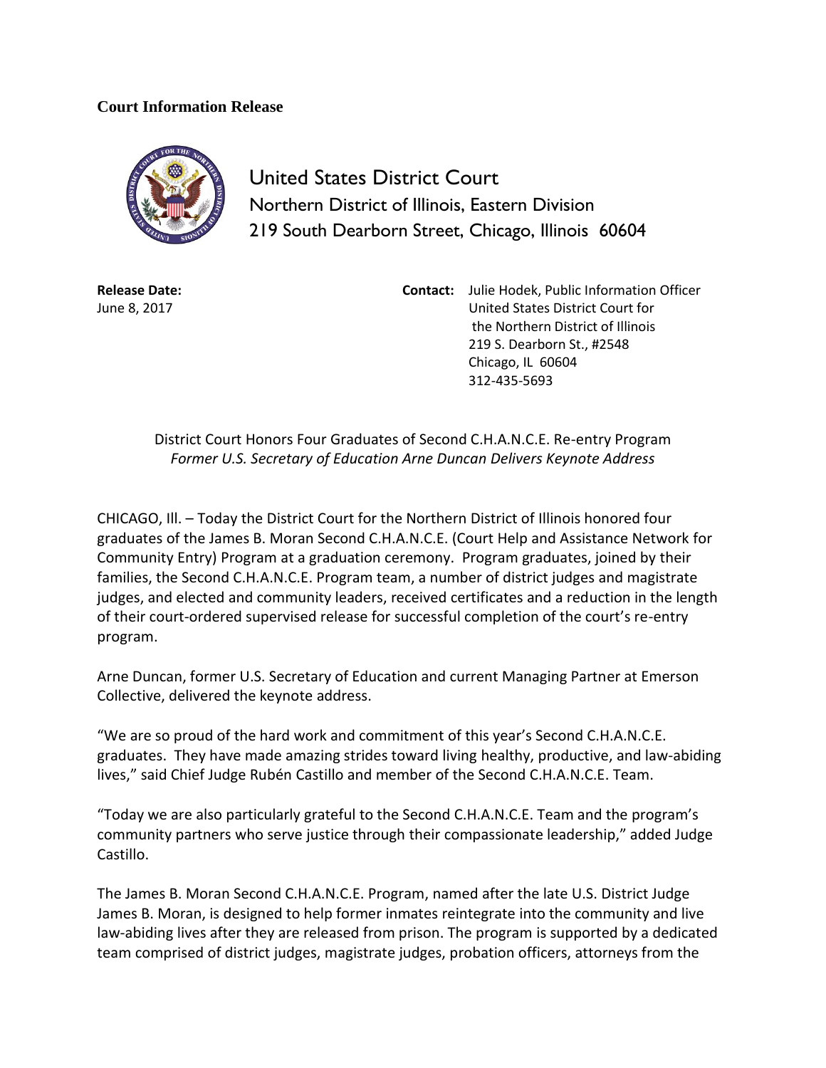**Court Information Release**

United States District Court
Northern District of Illinois, Eastern Division
219 South Dearborn Street, Chicago, Illinois 60604

**Release Date:**
June 8, 2017

**Contact:** Julie Hodek, Public Information Officer
United States District Court for
the Northern District of Illinois
219 S. Dearborn St., #2548
Chicago, IL 60604
312-435-5693

District Court Honors Four Graduates of Second C.H.A.N.C.E. Re-entry Program
*Former U.S. Secretary of Education Arne Duncan Delivers Keynote Address*

CHICAGO, Ill. – Today the District Court for the Northern District of Illinois honored four graduates of the James B. Moran Second C.H.A.N.C.E. (Court Help and Assistance Network for Community Entry) Program at a graduation ceremony. Program graduates, joined by their families, the Second C.H.A.N.C.E. Program team, a number of district judges and magistrate judges, and elected and community leaders, received certificates and a reduction in the length of their court-ordered supervised release for successful completion of the court's re-entry program.

Arne Duncan, former U.S. Secretary of Education and current Managing Partner at Emerson Collective, delivered the keynote address.

"We are so proud of the hard work and commitment of this year's Second C.H.A.N.C.E. graduates. They have made amazing strides toward living healthy, productive, and law-abiding lives," said Chief Judge Rubén Castillo and member of the Second C.H.A.N.C.E. Team.

"Today we are also particularly grateful to the Second C.H.A.N.C.E. Team and the program's community partners who serve justice through their compassionate leadership," added Judge Castillo.

The James B. Moran Second C.H.A.N.C.E. Program, named after the late U.S. District Judge James B. Moran, is designed to help former inmates reintegrate into the community and live law-abiding lives after they are released from prison. The program is supported by a dedicated team comprised of district judges, magistrate judges, probation officers, attorneys from the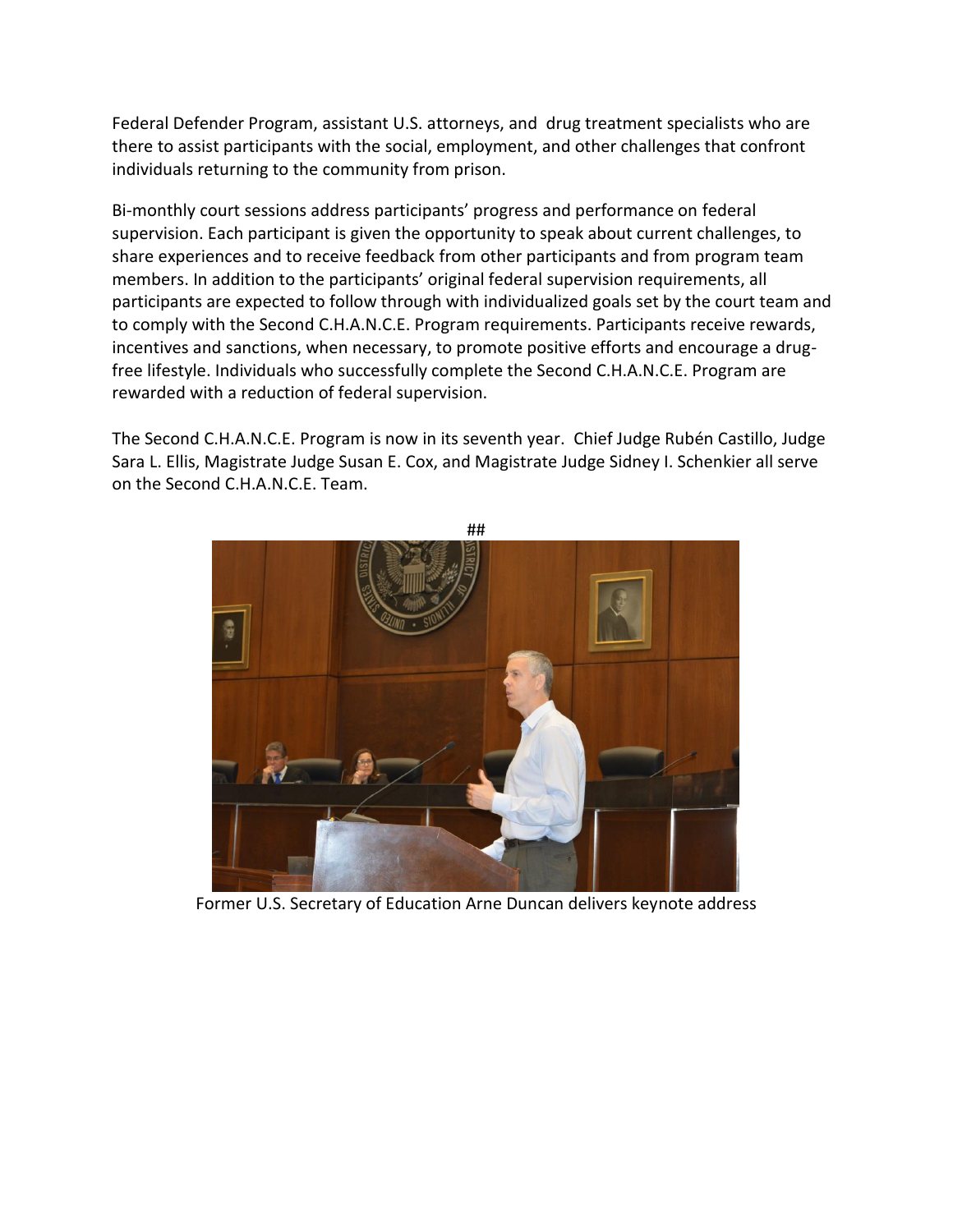Federal Defender Program, assistant U.S. attorneys, and drug treatment specialists who are there to assist participants with the social, employment, and other challenges that confront individuals returning to the community from prison.

Bi-monthly court sessions address participants' progress and performance on federal supervision. Each participant is given the opportunity to speak about current challenges, to share experiences and to receive feedback from other participants and from program team members. In addition to the participants' original federal supervision requirements, all participants are expected to follow through with individualized goals set by the court team and to comply with the Second C.H.A.N.C.E. Program requirements. Participants receive rewards, incentives and sanctions, when necessary, to promote positive efforts and encourage a drug-free lifestyle. Individuals who successfully complete the Second C.H.A.N.C.E. Program are rewarded with a reduction of federal supervision.

The Second C.H.A.N.C.E. Program is now in its seventh year. Chief Judge Rubén Castillo, Judge Sara L. Ellis, Magistrate Judge Susan E. Cox, and Magistrate Judge Sidney I. Schenkier all serve on the Second C.H.A.N.C.E. Team.

##

Former U.S. Secretary of Education Arne Duncan delivers keynote address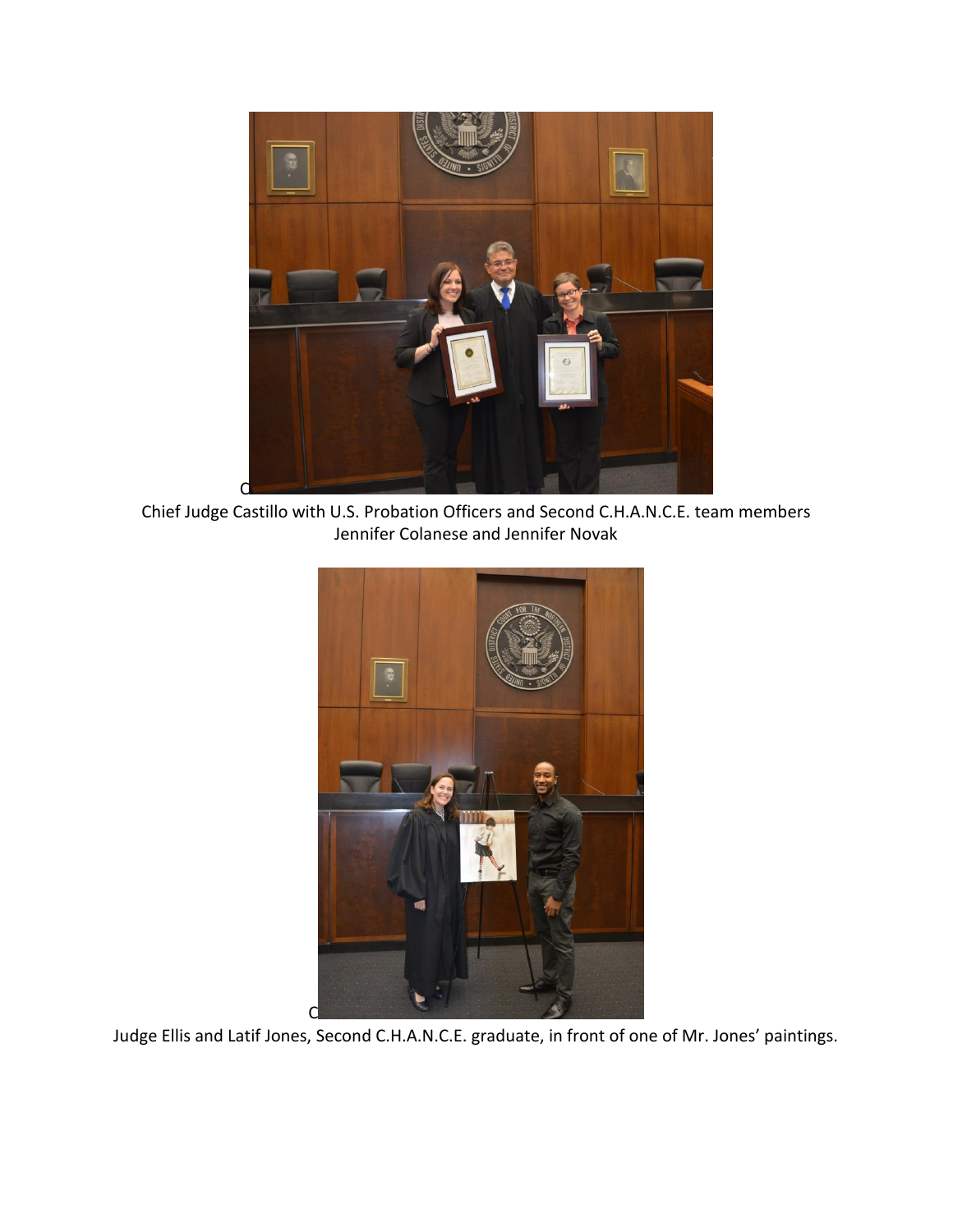Chief Judge Castillo with U.S. Probation Officers and Second C.H.A.N.C.E. team members Jennifer Colanese and Jennifer Novak

Judge Ellis and Latif Jones, Second C.H.A.N.C.E. graduate, in front of one of Mr. Jones' paintings.